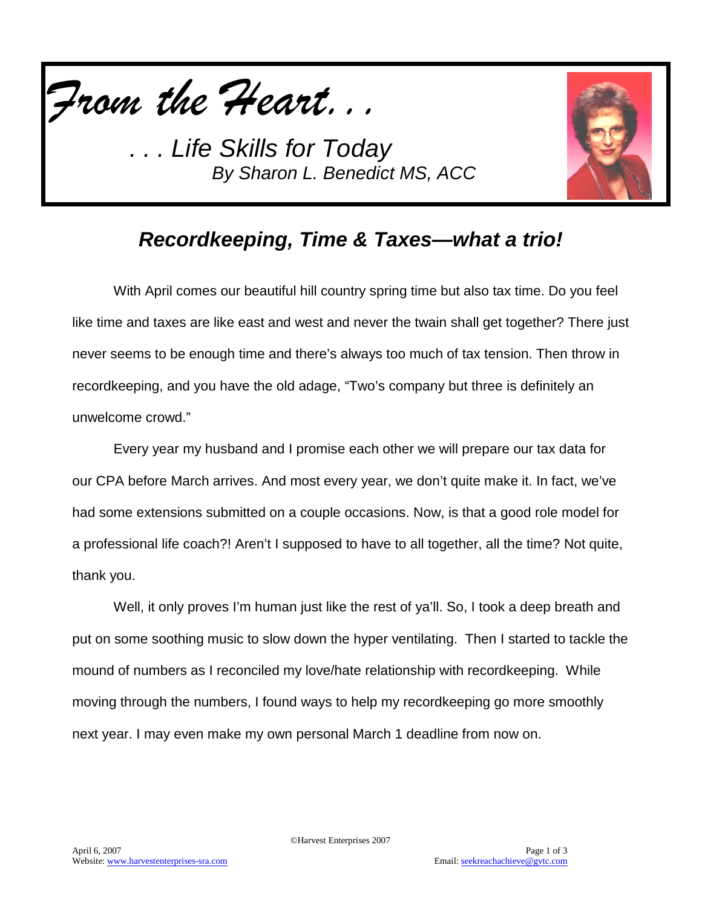# *From the Heart. . .*

*. . . Life Skills for Today*
*By Sharon L. Benedict MS, ACC*

## *Recordkeeping, Time & Taxes—what a trio!*

With April comes our beautiful hill country spring time but also tax time. Do you feel like time and taxes are like east and west and never the twain shall get together? There just never seems to be enough time and there's always too much of tax tension. Then throw in recordkeeping, and you have the old adage, "Two's company but three is definitely an unwelcome crowd."

Every year my husband and I promise each other we will prepare our tax data for our CPA before March arrives. And most every year, we don't quite make it. In fact, we've had some extensions submitted on a couple occasions. Now, is that a good role model for a professional life coach?! Aren't I supposed to have to all together, all the time? Not quite, thank you.

Well, it only proves I'm human just like the rest of ya'll. So, I took a deep breath and put on some soothing music to slow down the hyper ventilating. Then I started to tackle the mound of numbers as I reconciled my love/hate relationship with recordkeeping. While moving through the numbers, I found ways to help my recordkeeping go more smoothly next year. I may even make my own personal March 1 deadline from now on.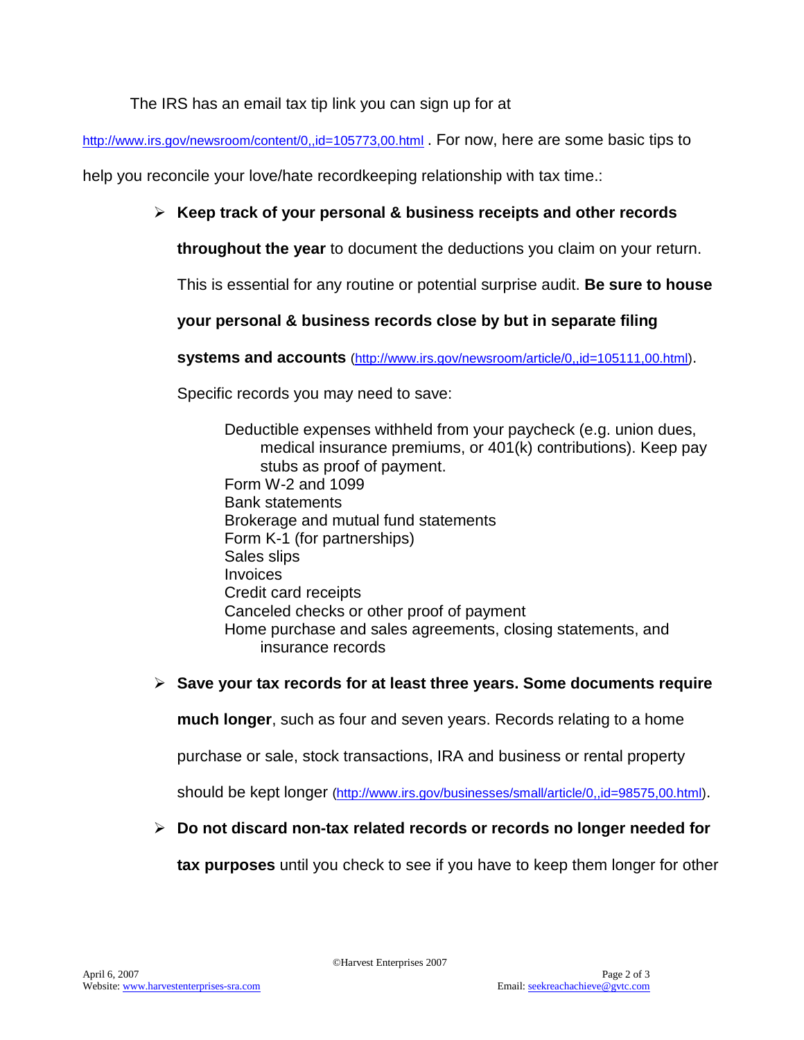The IRS has an email tax tip link you can sign up for at http://www.irs.gov/newsroom/content/0,,id=105773,00.html . For now, here are some basic tips to help you reconcile your love/hate recordkeeping relationship with tax time.:

- **Keep track of your personal & business receipts and other records throughout the year** to document the deductions you claim on your return. This is essential for any routine or potential surprise audit. **Be sure to house your personal & business records close by but in separate filing systems and accounts** (http://www.irs.gov/newsroom/article/0,,id=105111,00.html).

  Specific records you may need to save:

  - Deductible expenses withheld from your paycheck (e.g. union dues, medical insurance premiums, or 401(k) contributions). Keep pay stubs as proof of payment.
  - Form W-2 and 1099
  - Bank statements
  - Brokerage and mutual fund statements
  - Form K-1 (for partnerships)
  - Sales slips
  - Invoices
  - Credit card receipts
  - Canceled checks or other proof of payment
  - Home purchase and sales agreements, closing statements, and insurance records

- **Save your tax records for at least three years. Some documents require much longer**, such as four and seven years. Records relating to a home purchase or sale, stock transactions, IRA and business or rental property should be kept longer (http://www.irs.gov/businesses/small/article/0,,id=98575,00.html).

- **Do not discard non-tax related records or records no longer needed for tax purposes** until you check to see if you have to keep them longer for other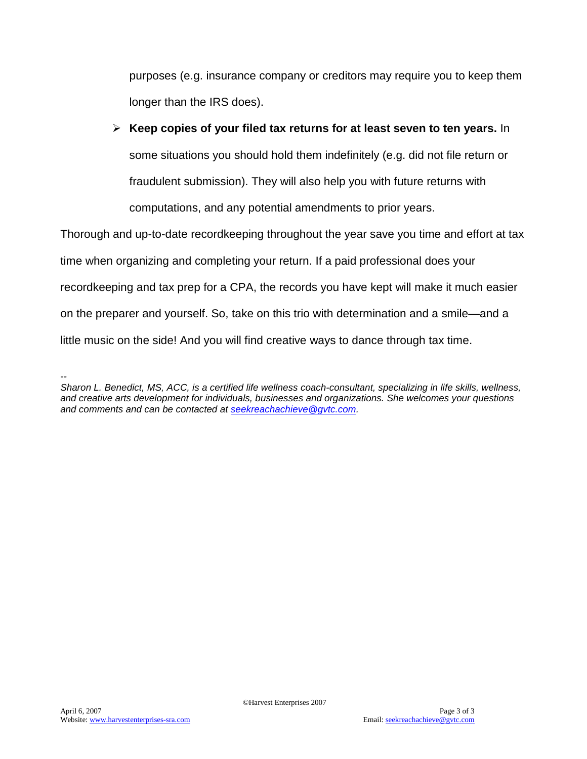purposes (e.g. insurance company or creditors may require you to keep them longer than the IRS does).

- **Keep copies of your filed tax returns for at least seven to ten years.** In some situations you should hold them indefinitely (e.g. did not file return or fraudulent submission). They will also help you with future returns with computations, and any potential amendments to prior years.

Thorough and up-to-date recordkeeping throughout the year save you time and effort at tax time when organizing and completing your return. If a paid professional does your recordkeeping and tax prep for a CPA, the records you have kept will make it much easier on the preparer and yourself. So, take on this trio with determination and a smile—and a little music on the side! And you will find creative ways to dance through tax time.

--

*Sharon L. Benedict, MS, ACC, is a certified life wellness coach-consultant, specializing in life skills, wellness, and creative arts development for individuals, businesses and organizations. She welcomes your questions and comments and can be contacted at seekreachachieve@gvtc.com.*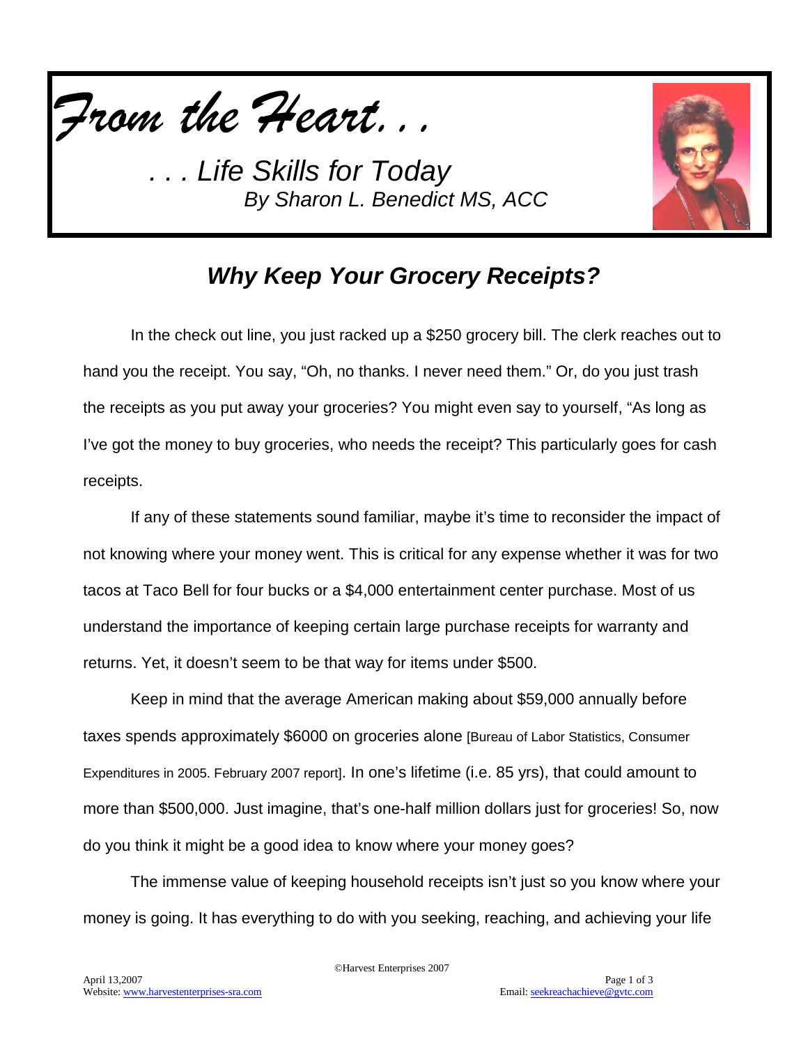# *From the Heart. . .*

## *. . . Life Skills for Today*

*By Sharon L. Benedict MS, ACC*

## ***Why Keep Your Grocery Receipts?***

In the check out line, you just racked up a $250 grocery bill. The clerk reaches out to hand you the receipt. You say, “Oh, no thanks. I never need them.” Or, do you just trash the receipts as you put away your groceries? You might even say to yourself, “As long as I’ve got the money to buy groceries, who needs the receipt? This particularly goes for cash receipts.

If any of these statements sound familiar, maybe it’s time to reconsider the impact of not knowing where your money went. This is critical for any expense whether it was for two tacos at Taco Bell for four bucks or a $4,000 entertainment center purchase. Most of us understand the importance of keeping certain large purchase receipts for warranty and returns. Yet, it doesn’t seem to be that way for items under $500.

Keep in mind that the average American making about $59,000 annually before taxes spends approximately $6000 on groceries alone [Bureau of Labor Statistics, Consumer Expenditures in 2005. February 2007 report]. In one’s lifetime (i.e. 85 yrs), that could amount to more than $500,000. Just imagine, that’s one-half million dollars just for groceries! So, now do you think it might be a good idea to know where your money goes?

The immense value of keeping household receipts isn’t just so you know where your money is going. It has everything to do with you seeking, reaching, and achieving your life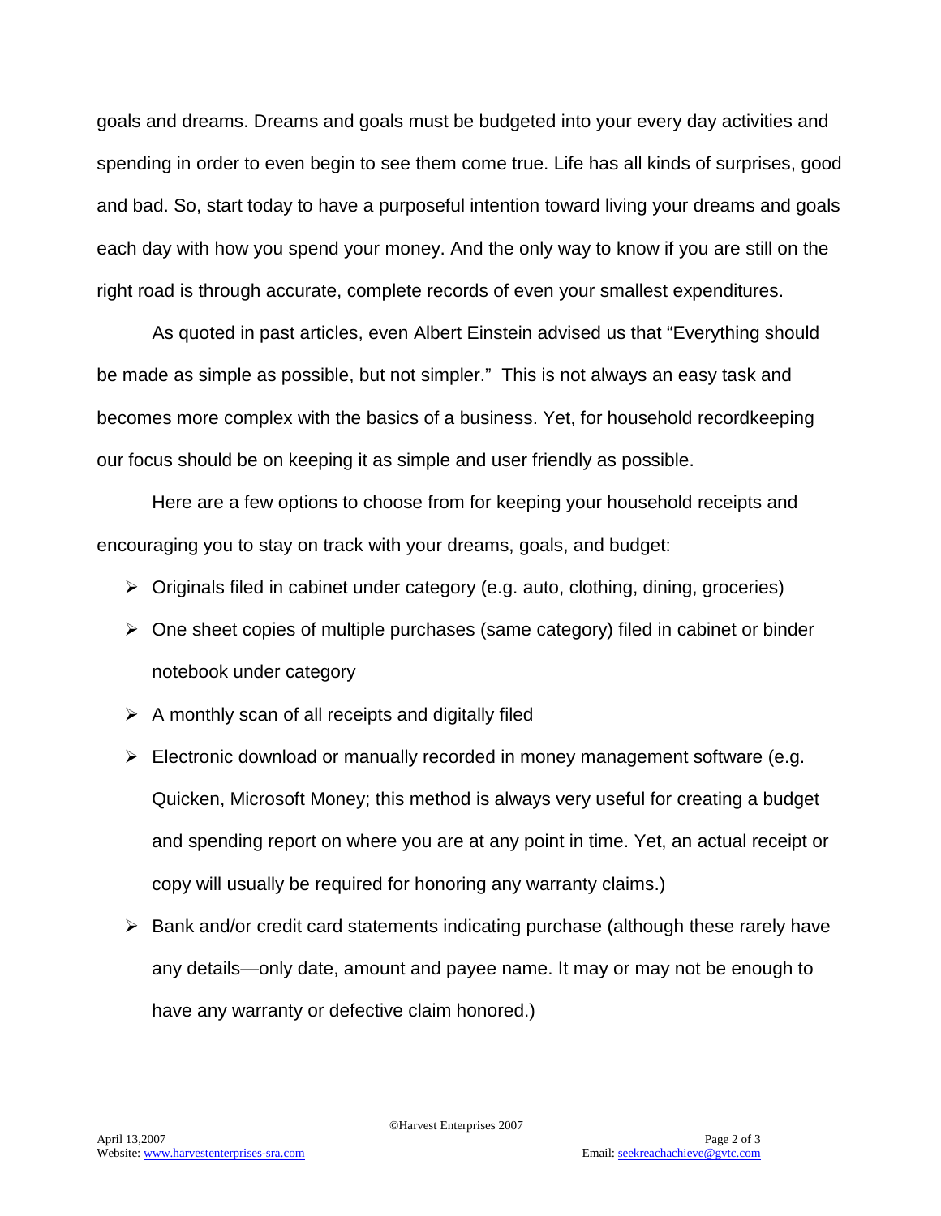goals and dreams. Dreams and goals must be budgeted into your every day activities and spending in order to even begin to see them come true. Life has all kinds of surprises, good and bad. So, start today to have a purposeful intention toward living your dreams and goals each day with how you spend your money. And the only way to know if you are still on the right road is through accurate, complete records of even your smallest expenditures.

As quoted in past articles, even Albert Einstein advised us that "Everything should be made as simple as possible, but not simpler." This is not always an easy task and becomes more complex with the basics of a business. Yet, for household recordkeeping our focus should be on keeping it as simple and user friendly as possible.

Here are a few options to choose from for keeping your household receipts and encouraging you to stay on track with your dreams, goals, and budget:

- Originals filed in cabinet under category (e.g. auto, clothing, dining, groceries)
- One sheet copies of multiple purchases (same category) filed in cabinet or binder notebook under category
- A monthly scan of all receipts and digitally filed
- Electronic download or manually recorded in money management software (e.g. Quicken, Microsoft Money; this method is always very useful for creating a budget and spending report on where you are at any point in time. Yet, an actual receipt or copy will usually be required for honoring any warranty claims.)
- Bank and/or credit card statements indicating purchase (although these rarely have any details—only date, amount and payee name. It may or may not be enough to have any warranty or defective claim honored.)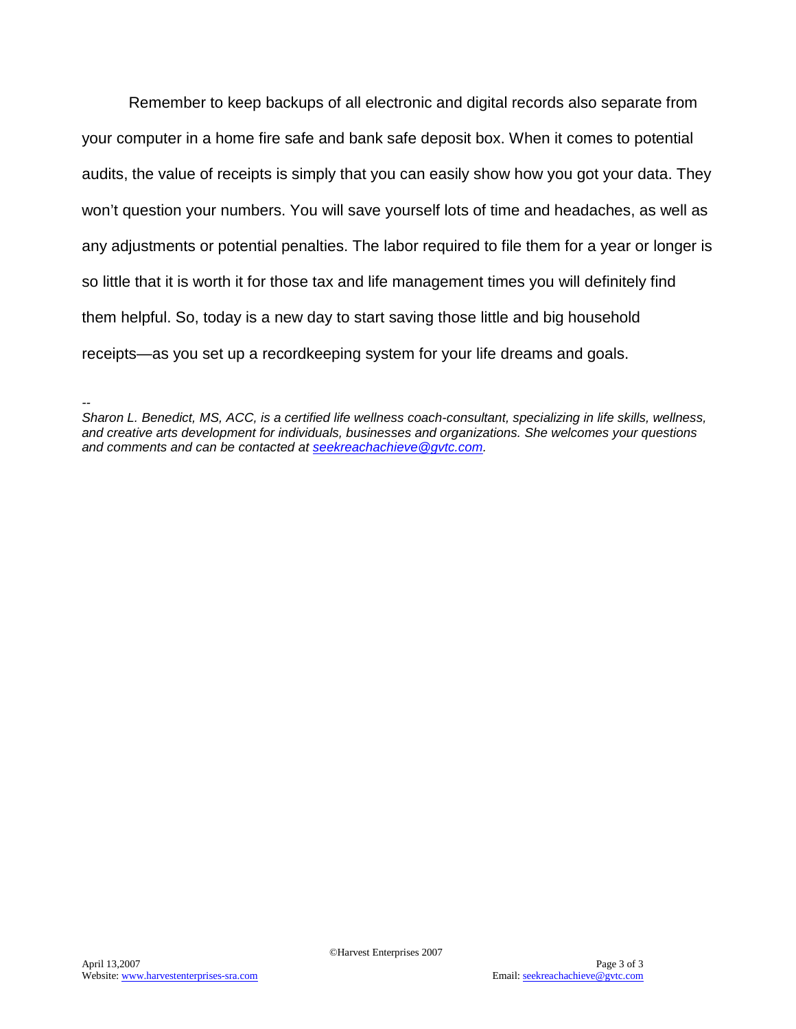Remember to keep backups of all electronic and digital records also separate from your computer in a home fire safe and bank safe deposit box. When it comes to potential audits, the value of receipts is simply that you can easily show how you got your data. They won't question your numbers. You will save yourself lots of time and headaches, as well as any adjustments or potential penalties. The labor required to file them for a year or longer is so little that it is worth it for those tax and life management times you will definitely find them helpful. So, today is a new day to start saving those little and big household receipts—as you set up a recordkeeping system for your life dreams and goals.

--

*Sharon L. Benedict, MS, ACC, is a certified life wellness coach-consultant, specializing in life skills, wellness, and creative arts development for individuals, businesses and organizations. She welcomes your questions and comments and can be contacted at [seekreachachieve@gvtc.com](mailto:seekreachachieve@gvtc.com).*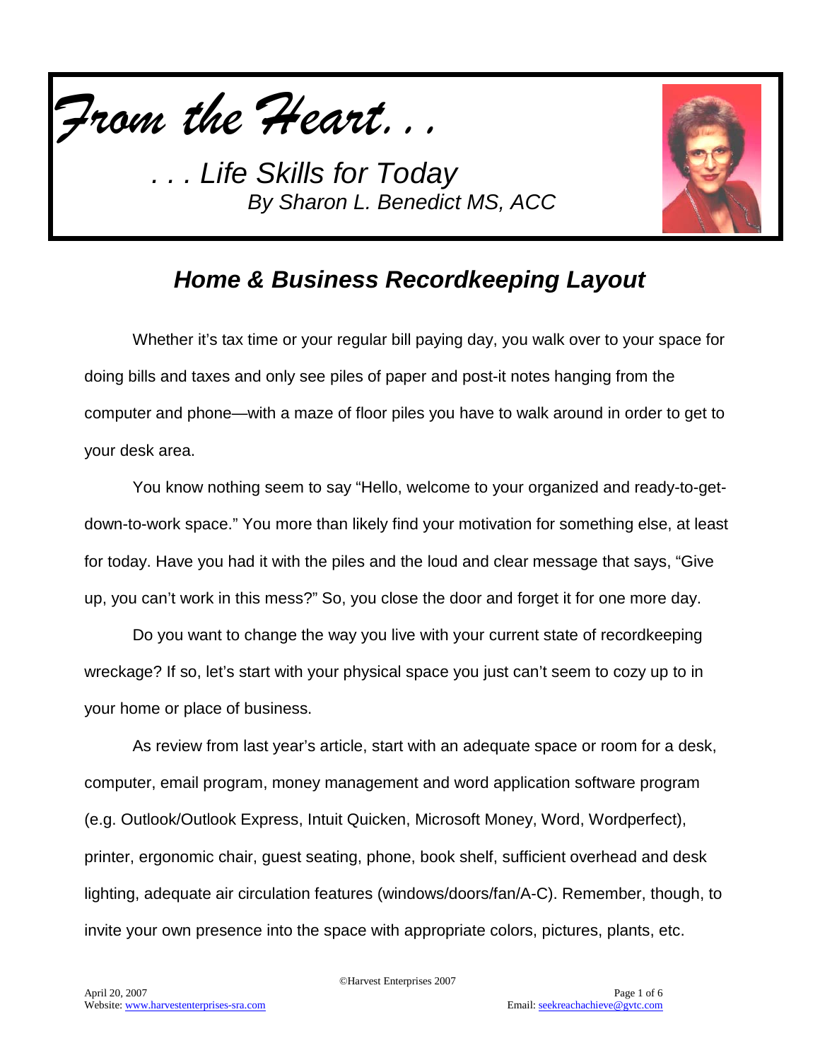# *From the Heart. . .*

*. . . Life Skills for Today*

*By Sharon L. Benedict MS, ACC*

## ***Home & Business Recordkeeping Layout***

Whether it's tax time or your regular bill paying day, you walk over to your space for doing bills and taxes and only see piles of paper and post-it notes hanging from the computer and phone—with a maze of floor piles you have to walk around in order to get to your desk area.

You know nothing seem to say "Hello, welcome to your organized and ready-to-get-down-to-work space." You more than likely find your motivation for something else, at least for today. Have you had it with the piles and the loud and clear message that says, "Give up, you can't work in this mess?" So, you close the door and forget it for one more day.

Do you want to change the way you live with your current state of recordkeeping wreckage? If so, let's start with your physical space you just can't seem to cozy up to in your home or place of business.

As review from last year's article, start with an adequate space or room for a desk, computer, email program, money management and word application software program (e.g. Outlook/Outlook Express, Intuit Quicken, Microsoft Money, Word, Wordperfect), printer, ergonomic chair, guest seating, phone, book shelf, sufficient overhead and desk lighting, adequate air circulation features (windows/doors/fan/A-C). Remember, though, to invite your own presence into the space with appropriate colors, pictures, plants, etc.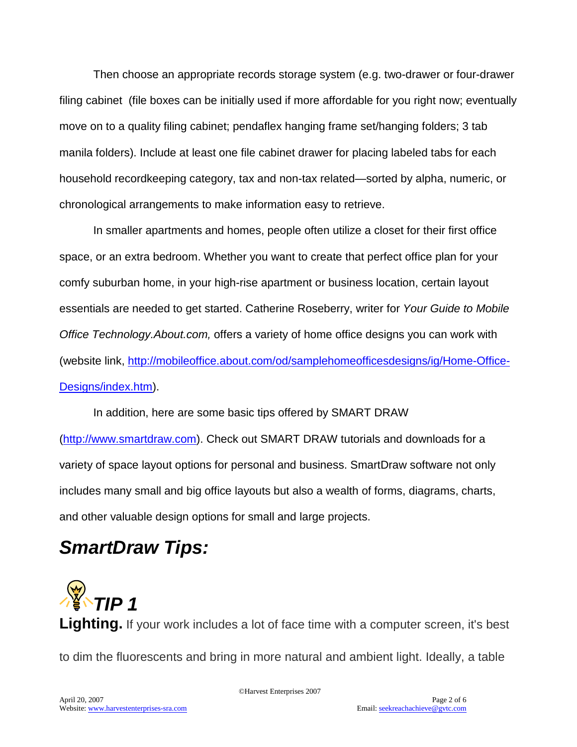Then choose an appropriate records storage system (e.g. two-drawer or four-drawer filing cabinet  (file boxes can be initially used if more affordable for you right now; eventually move on to a quality filing cabinet; pendaflex hanging frame set/hanging folders; 3 tab manila folders). Include at least one file cabinet drawer for placing labeled tabs for each household recordkeeping category, tax and non-tax related—sorted by alpha, numeric, or chronological arrangements to make information easy to retrieve.

In smaller apartments and homes, people often utilize a closet for their first office space, or an extra bedroom. Whether you want to create that perfect office plan for your comfy suburban home, in your high-rise apartment or business location, certain layout essentials are needed to get started. Catherine Roseberry, writer for *Your Guide to Mobile Office Technology.About.com,* offers a variety of home office designs you can work with (website link, http://mobileoffice.about.com/od/samplehomeofficesdesigns/ig/Home-Office-Designs/index.htm).

In addition, here are some basic tips offered by SMART DRAW (http://www.smartdraw.com). Check out SMART DRAW tutorials and downloads for a variety of space layout options for personal and business. SmartDraw software not only includes many small and big office layouts but also a wealth of forms, diagrams, charts, and other valuable design options for small and large projects.

## *SmartDraw Tips:*

### *TIP 1*

**Lighting.** If your work includes a lot of face time with a computer screen, it's best to dim the fluorescents and bring in more natural and ambient light. Ideally, a table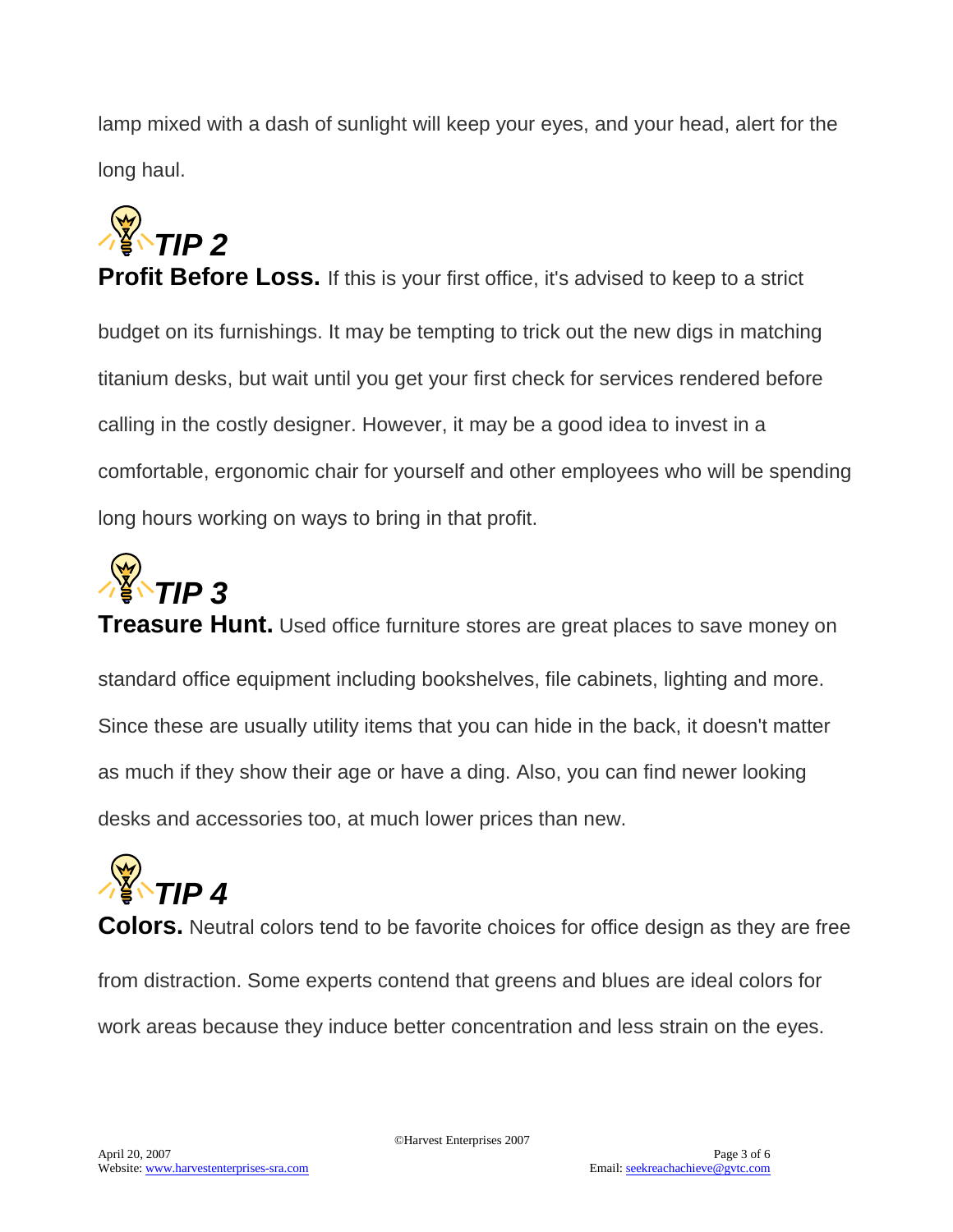lamp mixed with a dash of sunlight will keep your eyes, and your head, alert for the long haul.

## *TIP 2*

**Profit Before Loss.** If this is your first office, it's advised to keep to a strict budget on its furnishings. It may be tempting to trick out the new digs in matching titanium desks, but wait until you get your first check for services rendered before calling in the costly designer. However, it may be a good idea to invest in a comfortable, ergonomic chair for yourself and other employees who will be spending long hours working on ways to bring in that profit.

## *TIP 3*

**Treasure Hunt.** Used office furniture stores are great places to save money on standard office equipment including bookshelves, file cabinets, lighting and more. Since these are usually utility items that you can hide in the back, it doesn't matter as much if they show their age or have a ding. Also, you can find newer looking desks and accessories too, at much lower prices than new.

## *TIP 4*

**Colors.** Neutral colors tend to be favorite choices for office design as they are free from distraction. Some experts contend that greens and blues are ideal colors for work areas because they induce better concentration and less strain on the eyes.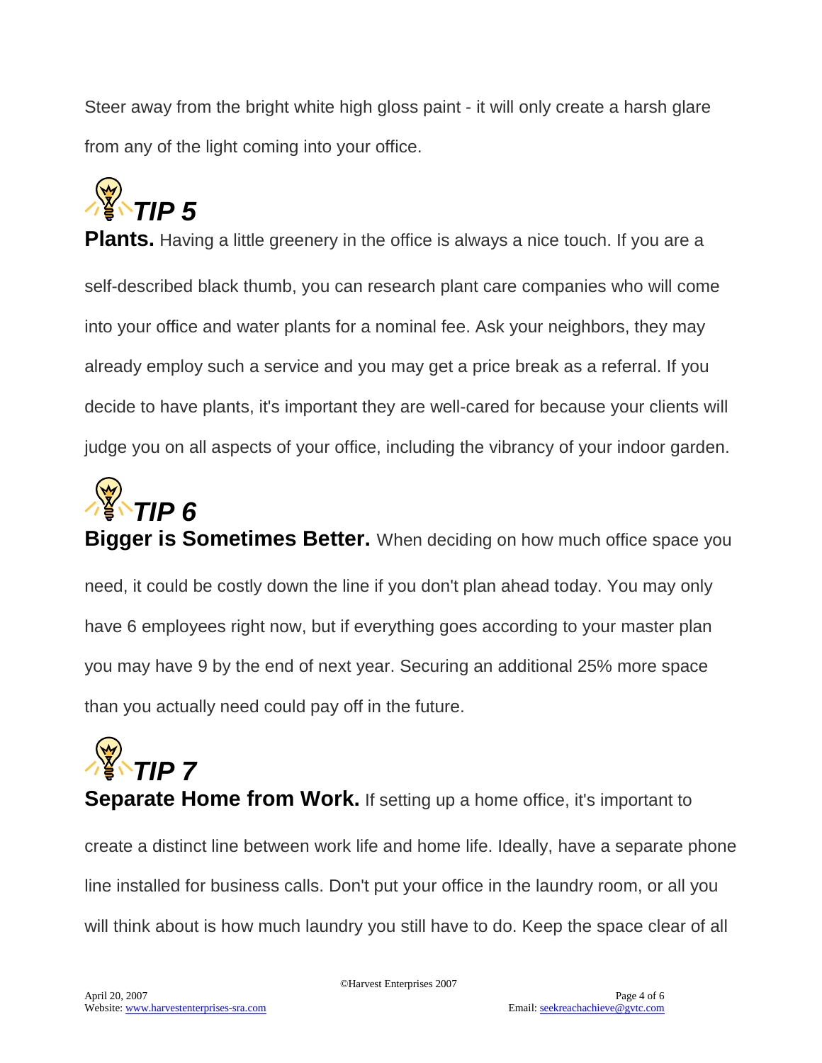Steer away from the bright white high gloss paint - it will only create a harsh glare from any of the light coming into your office.

## *TIP 5*

**Plants.** Having a little greenery in the office is always a nice touch. If you are a self-described black thumb, you can research plant care companies who will come into your office and water plants for a nominal fee. Ask your neighbors, they may already employ such a service and you may get a price break as a referral. If you decide to have plants, it's important they are well-cared for because your clients will judge you on all aspects of your office, including the vibrancy of your indoor garden.

## *TIP 6*

**Bigger is Sometimes Better.** When deciding on how much office space you need, it could be costly down the line if you don't plan ahead today. You may only have 6 employees right now, but if everything goes according to your master plan you may have 9 by the end of next year. Securing an additional 25% more space than you actually need could pay off in the future.

## *TIP 7*

**Separate Home from Work.** If setting up a home office, it's important to create a distinct line between work life and home life. Ideally, have a separate phone line installed for business calls. Don't put your office in the laundry room, or all you will think about is how much laundry you still have to do. Keep the space clear of all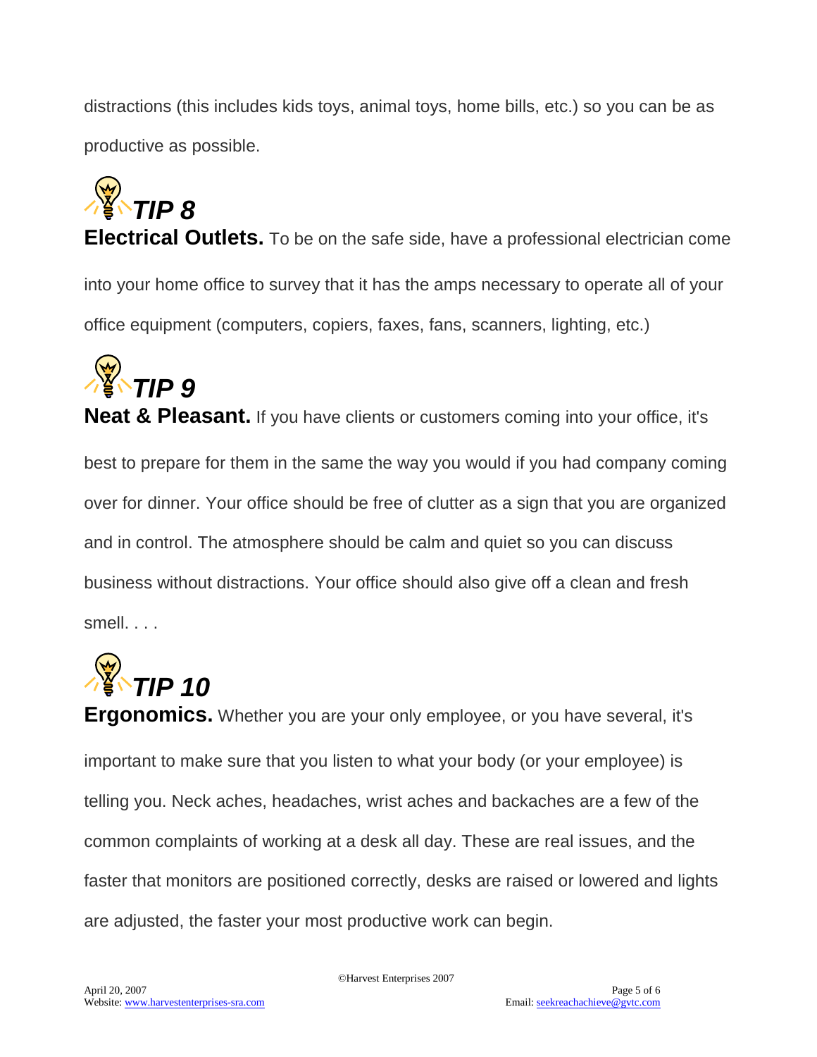distractions (this includes kids toys, animal toys, home bills, etc.) so you can be as productive as possible.

## *TIP 8*

**Electrical Outlets.** To be on the safe side, have a professional electrician come into your home office to survey that it has the amps necessary to operate all of your office equipment (computers, copiers, faxes, fans, scanners, lighting, etc.)

## *TIP 9*

**Neat & Pleasant.** If you have clients or customers coming into your office, it's best to prepare for them in the same the way you would if you had company coming over for dinner. Your office should be free of clutter as a sign that you are organized and in control. The atmosphere should be calm and quiet so you can discuss business without distractions. Your office should also give off a clean and fresh smell. . . .

## *TIP 10*

**Ergonomics.** Whether you are your only employee, or you have several, it's important to make sure that you listen to what your body (or your employee) is telling you. Neck aches, headaches, wrist aches and backaches are a few of the common complaints of working at a desk all day. These are real issues, and the faster that monitors are positioned correctly, desks are raised or lowered and lights are adjusted, the faster your most productive work can begin.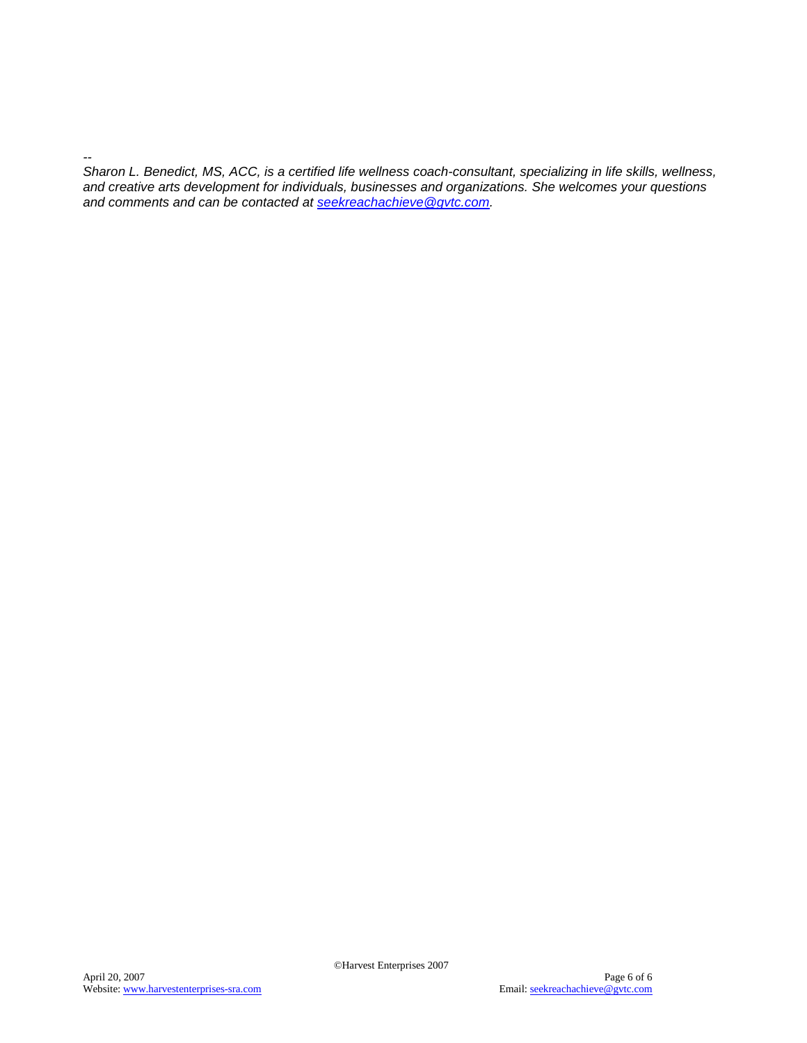*--*

*Sharon L. Benedict, MS, ACC, is a certified life wellness coach-consultant, specializing in life skills, wellness, and creative arts development for individuals, businesses and organizations. She welcomes your questions and comments and can be contacted at [seekreachachieve@gvtc.com](mailto:seekreachachieve@gvtc.com).*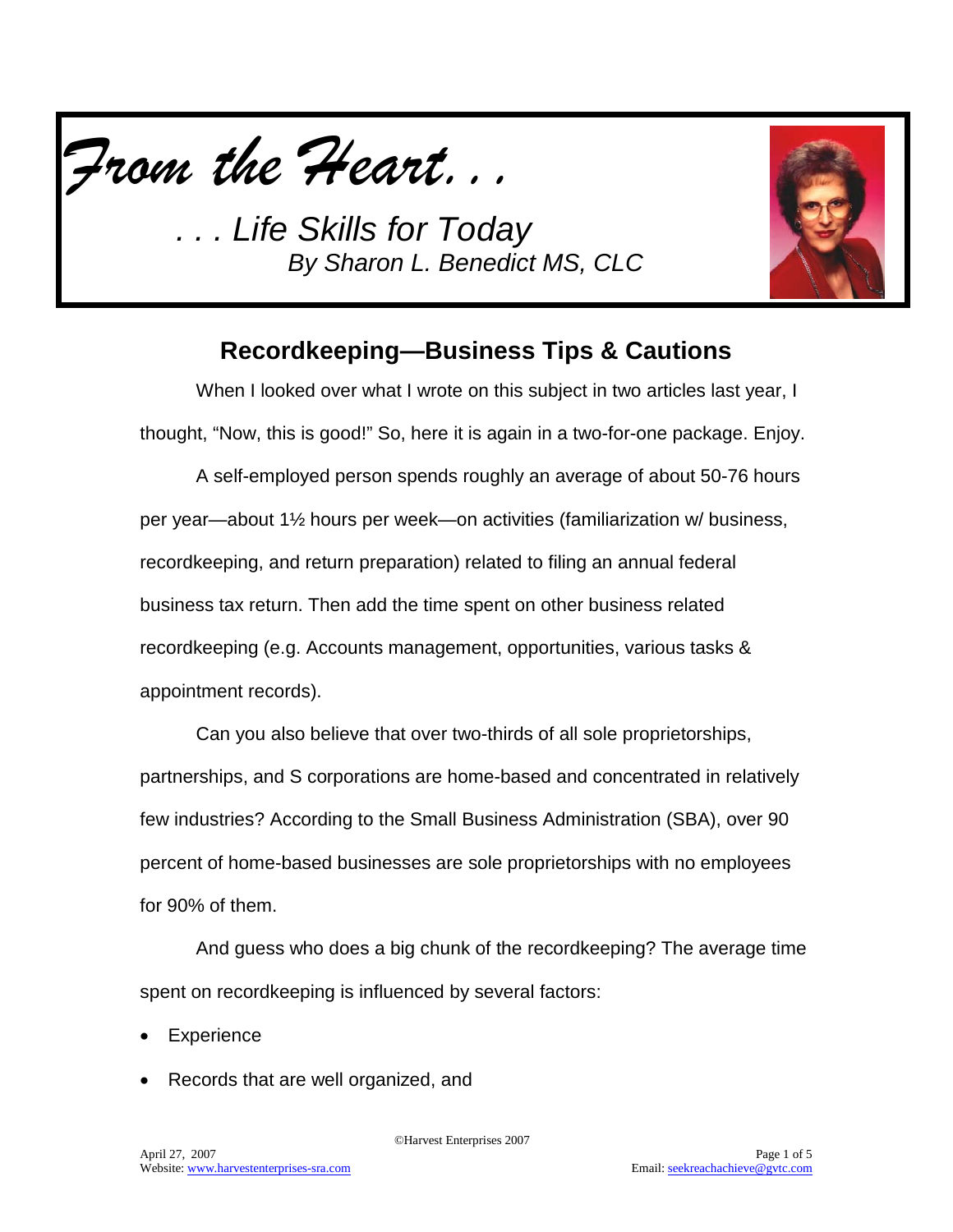*From the Heart. . .*

*. . . Life Skills for Today*

*By Sharon L. Benedict MS, CLC*

## Recordkeeping—Business Tips & Cautions

When I looked over what I wrote on this subject in two articles last year, I thought, "Now, this is good!" So, here it is again in a two-for-one package. Enjoy.

A self-employed person spends roughly an average of about 50-76 hours per year—about 1½ hours per week—on activities (familiarization w/ business, recordkeeping, and return preparation) related to filing an annual federal business tax return. Then add the time spent on other business related recordkeeping (e.g. Accounts management, opportunities, various tasks & appointment records).

Can you also believe that over two-thirds of all sole proprietorships, partnerships, and S corporations are home-based and concentrated in relatively few industries? According to the Small Business Administration (SBA), over 90 percent of home-based businesses are sole proprietorships with no employees for 90% of them.

And guess who does a big chunk of the recordkeeping? The average time spent on recordkeeping is influenced by several factors:

- Experience
- Records that are well organized, and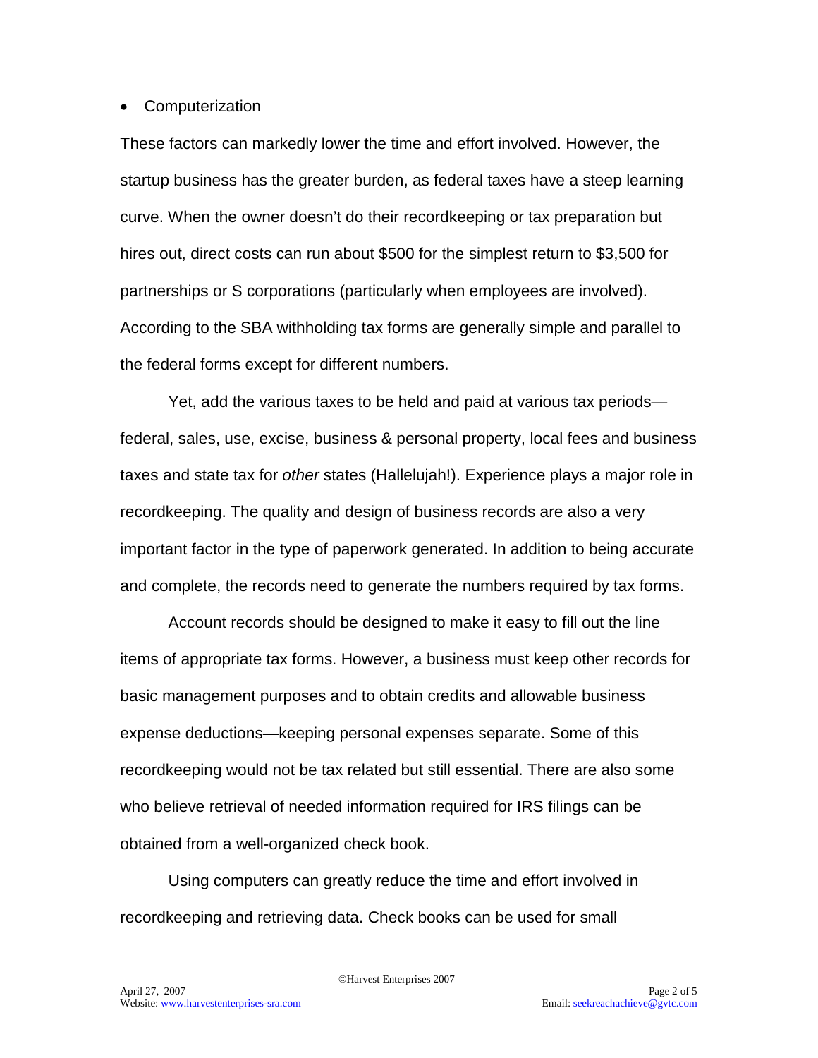- Computerization

These factors can markedly lower the time and effort involved. However, the startup business has the greater burden, as federal taxes have a steep learning curve. When the owner doesn't do their recordkeeping or tax preparation but hires out, direct costs can run about $500 for the simplest return to $3,500 for partnerships or S corporations (particularly when employees are involved). According to the SBA withholding tax forms are generally simple and parallel to the federal forms except for different numbers.

Yet, add the various taxes to be held and paid at various tax periods—federal, sales, use, excise, business & personal property, local fees and business taxes and state tax for *other* states (Hallelujah!). Experience plays a major role in recordkeeping. The quality and design of business records are also a very important factor in the type of paperwork generated. In addition to being accurate and complete, the records need to generate the numbers required by tax forms.

Account records should be designed to make it easy to fill out the line items of appropriate tax forms. However, a business must keep other records for basic management purposes and to obtain credits and allowable business expense deductions—keeping personal expenses separate. Some of this recordkeeping would not be tax related but still essential. There are also some who believe retrieval of needed information required for IRS filings can be obtained from a well-organized check book.

Using computers can greatly reduce the time and effort involved in recordkeeping and retrieving data. Check books can be used for small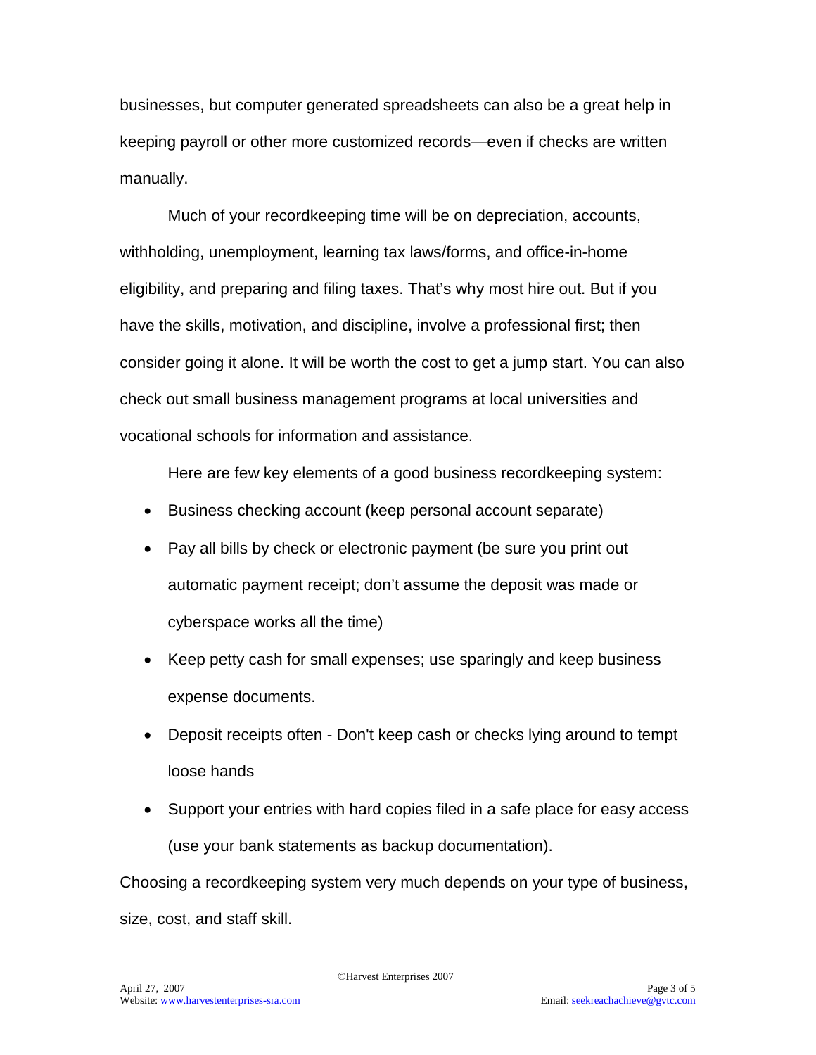businesses, but computer generated spreadsheets can also be a great help in keeping payroll or other more customized records—even if checks are written manually.

Much of your recordkeeping time will be on depreciation, accounts, withholding, unemployment, learning tax laws/forms, and office-in-home eligibility, and preparing and filing taxes. That's why most hire out. But if you have the skills, motivation, and discipline, involve a professional first; then consider going it alone. It will be worth the cost to get a jump start. You can also check out small business management programs at local universities and vocational schools for information and assistance.

Here are few key elements of a good business recordkeeping system:

- Business checking account (keep personal account separate)
- Pay all bills by check or electronic payment (be sure you print out automatic payment receipt; don't assume the deposit was made or cyberspace works all the time)
- Keep petty cash for small expenses; use sparingly and keep business expense documents.
- Deposit receipts often - Don't keep cash or checks lying around to tempt loose hands
- Support your entries with hard copies filed in a safe place for easy access (use your bank statements as backup documentation).

Choosing a recordkeeping system very much depends on your type of business, size, cost, and staff skill.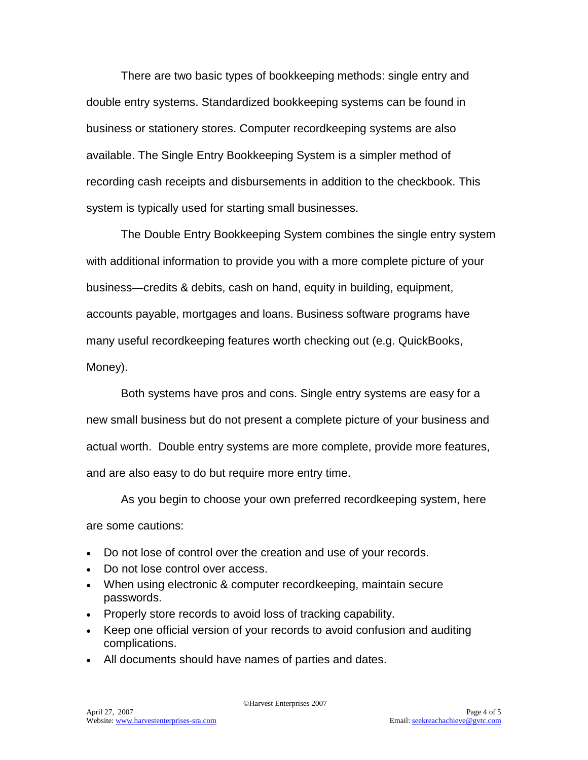There are two basic types of bookkeeping methods: single entry and double entry systems. Standardized bookkeeping systems can be found in business or stationery stores. Computer recordkeeping systems are also available. The Single Entry Bookkeeping System is a simpler method of recording cash receipts and disbursements in addition to the checkbook. This system is typically used for starting small businesses.

The Double Entry Bookkeeping System combines the single entry system with additional information to provide you with a more complete picture of your business—credits & debits, cash on hand, equity in building, equipment, accounts payable, mortgages and loans. Business software programs have many useful recordkeeping features worth checking out (e.g. QuickBooks, Money).

Both systems have pros and cons. Single entry systems are easy for a new small business but do not present a complete picture of your business and actual worth. Double entry systems are more complete, provide more features, and are also easy to do but require more entry time.

As you begin to choose your own preferred recordkeeping system, here are some cautions:

- Do not lose of control over the creation and use of your records.
- Do not lose control over access.
- When using electronic & computer recordkeeping, maintain secure passwords.
- Properly store records to avoid loss of tracking capability.
- Keep one official version of your records to avoid confusion and auditing complications.
- All documents should have names of parties and dates.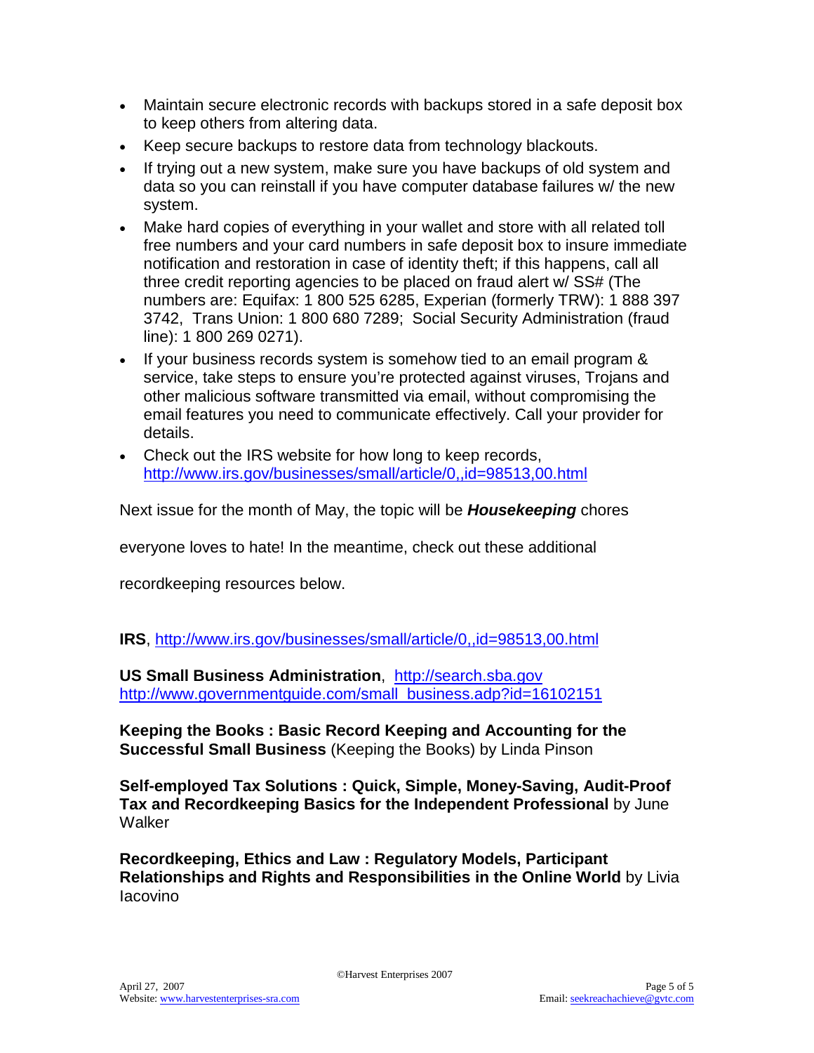- Maintain secure electronic records with backups stored in a safe deposit box to keep others from altering data.
- Keep secure backups to restore data from technology blackouts.
- If trying out a new system, make sure you have backups of old system and data so you can reinstall if you have computer database failures w/ the new system.
- Make hard copies of everything in your wallet and store with all related toll free numbers and your card numbers in safe deposit box to insure immediate notification and restoration in case of identity theft; if this happens, call all three credit reporting agencies to be placed on fraud alert w/ SS# (The numbers are: Equifax: 1 800 525 6285, Experian (formerly TRW): 1 888 397 3742, Trans Union: 1 800 680 7289; Social Security Administration (fraud line): 1 800 269 0271).
- If your business records system is somehow tied to an email program & service, take steps to ensure you're protected against viruses, Trojans and other malicious software transmitted via email, without compromising the email features you need to communicate effectively. Call your provider for details.
- Check out the IRS website for how long to keep records, http://www.irs.gov/businesses/small/article/0,,id=98513,00.html

Next issue for the month of May, the topic will be ***Housekeeping*** chores

everyone loves to hate! In the meantime, check out these additional

recordkeeping resources below.

**IRS**, http://www.irs.gov/businesses/small/article/0,,id=98513,00.html

**US Small Business Administration**, http://search.sba.gov
http://www.governmentguide.com/small_business.adp?id=16102151

**Keeping the Books : Basic Record Keeping and Accounting for the Successful Small Business** (Keeping the Books) by Linda Pinson

**Self-employed Tax Solutions : Quick, Simple, Money-Saving, Audit-Proof Tax and Recordkeeping Basics for the Independent Professional** by June Walker

**Recordkeeping, Ethics and Law : Regulatory Models, Participant Relationships and Rights and Responsibilities in the Online World** by Livia Iacovino